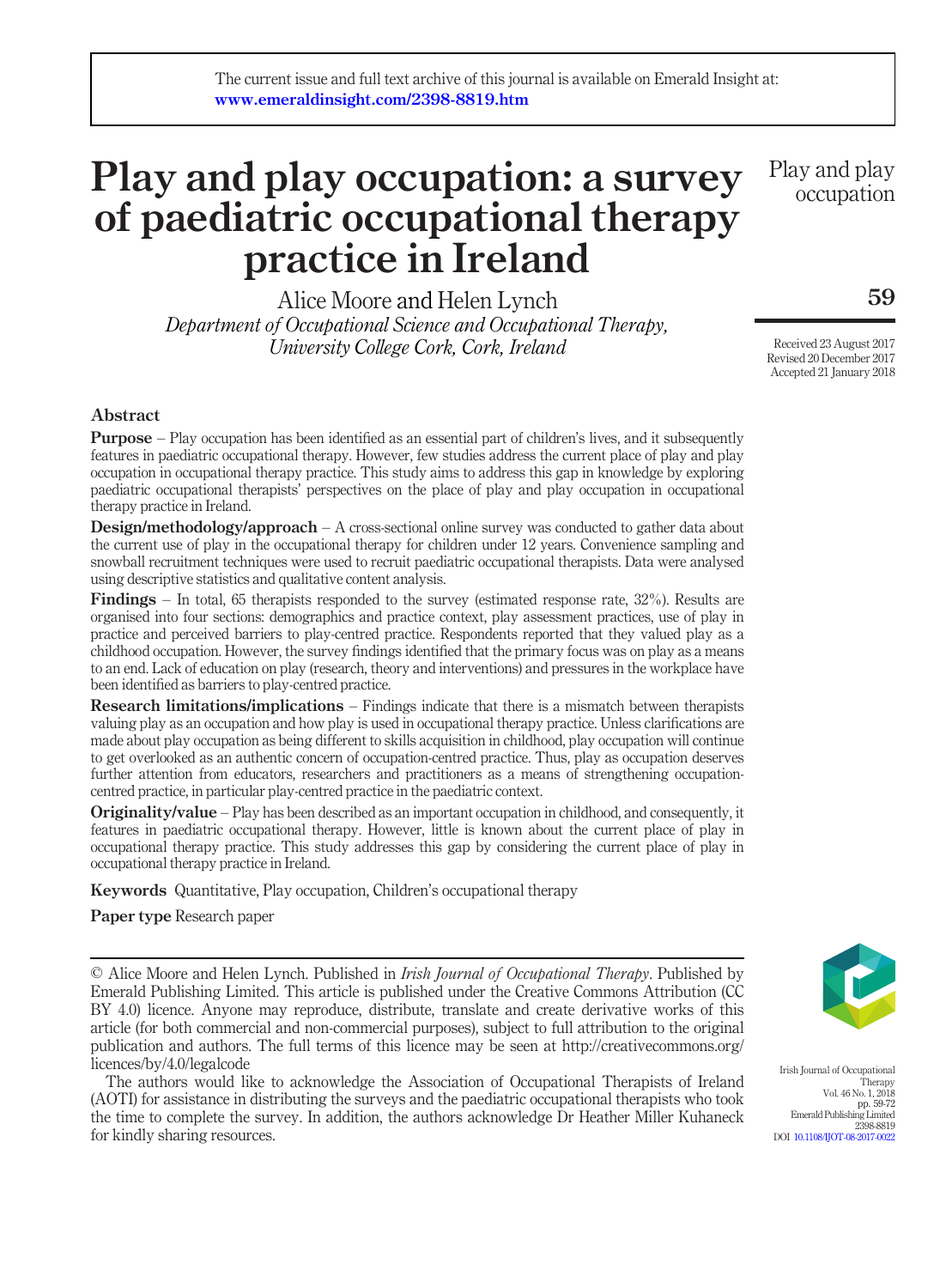The current issue and full text archive of this journal is available on Emerald Insight at: **www.emeraldinsight.com/2398-8819.htm**

# Play and play occupation: a survey of paediatric occupational therapy practice in Ireland

Alice Moore and Helen Lynch
*Department of Occupational Science and Occupational Therapy, University College Cork, Cork, Ireland*

Received 23 August 2017
Revised 20 December 2017
Accepted 21 January 2018

## Abstract

**Purpose** – Play occupation has been identified as an essential part of children's lives, and it subsequently features in paediatric occupational therapy. However, few studies address the current place of play and play occupation in occupational therapy practice. This study aims to address this gap in knowledge by exploring paediatric occupational therapists' perspectives on the place of play and play occupation in occupational therapy practice in Ireland.

**Design/methodology/approach** – A cross-sectional online survey was conducted to gather data about the current use of play in the occupational therapy for children under 12 years. Convenience sampling and snowball recruitment techniques were used to recruit paediatric occupational therapists. Data were analysed using descriptive statistics and qualitative content analysis.

**Findings** – In total, 65 therapists responded to the survey (estimated response rate, 32%). Results are organised into four sections: demographics and practice context, play assessment practices, use of play in practice and perceived barriers to play-centred practice. Respondents reported that they valued play as a childhood occupation. However, the survey findings identified that the primary focus was on play as a means to an end. Lack of education on play (research, theory and interventions) and pressures in the workplace have been identified as barriers to play-centred practice.

**Research limitations/implications** – Findings indicate that there is a mismatch between therapists valuing play as an occupation and how play is used in occupational therapy practice. Unless clarifications are made about play occupation as being different to skills acquisition in childhood, play occupation will continue to get overlooked as an authentic concern of occupation-centred practice. Thus, play as occupation deserves further attention from educators, researchers and practitioners as a means of strengthening occupation-centred practice, in particular play-centred practice in the paediatric context.

**Originality/value** – Play has been described as an important occupation in childhood, and consequently, it features in paediatric occupational therapy. However, little is known about the current place of play in occupational therapy practice. This study addresses this gap by considering the current place of play in occupational therapy practice in Ireland.

**Keywords** Quantitative, Play occupation, Children's occupational therapy

**Paper type** Research paper

---

© Alice Moore and Helen Lynch. Published in *Irish Journal of Occupational Therapy*. Published by Emerald Publishing Limited. This article is published under the Creative Commons Attribution (CC BY 4.0) licence. Anyone may reproduce, distribute, translate and create derivative works of this article (for both commercial and non-commercial purposes), subject to full attribution to the original publication and authors. The full terms of this licence may be seen at http://creativecommons.org/licences/by/4.0/legalcode

The authors would like to acknowledge the Association of Occupational Therapists of Ireland (AOTI) for assistance in distributing the surveys and the paediatric occupational therapists who took the time to complete the survey. In addition, the authors acknowledge Dr Heather Miller Kuhaneck for kindly sharing resources.

Irish Journal of Occupational Therapy
Vol. 46 No. 1, 2018
pp. 59-72
Emerald Publishing Limited
2398-8819
DOI 10.1108/IJOT-08-2017-0022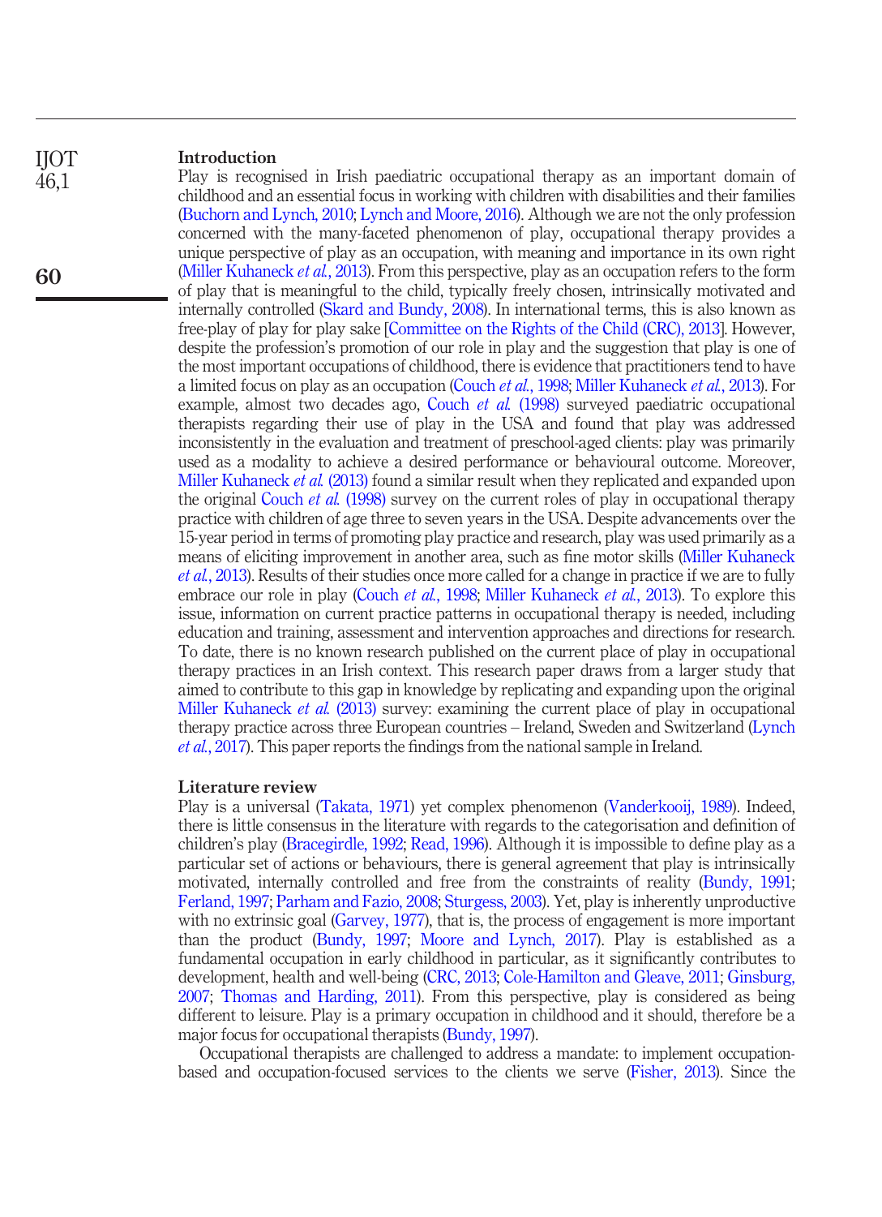## Introduction

Play is recognised in Irish paediatric occupational therapy as an important domain of childhood and an essential focus in working with children with disabilities and their families (Buchorn and Lynch, 2010; Lynch and Moore, 2016). Although we are not the only profession concerned with the many-faceted phenomenon of play, occupational therapy provides a unique perspective of play as an occupation, with meaning and importance in its own right (Miller Kuhaneck *et al.*, 2013). From this perspective, play as an occupation refers to the form of play that is meaningful to the child, typically freely chosen, intrinsically motivated and internally controlled (Skard and Bundy, 2008). In international terms, this is also known as free-play of play for play sake [Committee on the Rights of the Child (CRC), 2013]. However, despite the profession's promotion of our role in play and the suggestion that play is one of the most important occupations of childhood, there is evidence that practitioners tend to have a limited focus on play as an occupation (Couch *et al.*, 1998; Miller Kuhaneck *et al.*, 2013). For example, almost two decades ago, Couch *et al.* (1998) surveyed paediatric occupational therapists regarding their use of play in the USA and found that play was addressed inconsistently in the evaluation and treatment of preschool-aged clients: play was primarily used as a modality to achieve a desired performance or behavioural outcome. Moreover, Miller Kuhaneck *et al.* (2013) found a similar result when they replicated and expanded upon the original Couch *et al.* (1998) survey on the current roles of play in occupational therapy practice with children of age three to seven years in the USA. Despite advancements over the 15-year period in terms of promoting play practice and research, play was used primarily as a means of eliciting improvement in another area, such as fine motor skills (Miller Kuhaneck *et al.*, 2013). Results of their studies once more called for a change in practice if we are to fully embrace our role in play (Couch *et al.*, 1998; Miller Kuhaneck *et al.*, 2013). To explore this issue, information on current practice patterns in occupational therapy is needed, including education and training, assessment and intervention approaches and directions for research. To date, there is no known research published on the current place of play in occupational therapy practices in an Irish context. This research paper draws from a larger study that aimed to contribute to this gap in knowledge by replicating and expanding upon the original Miller Kuhaneck *et al.* (2013) survey: examining the current place of play in occupational therapy practice across three European countries – Ireland, Sweden and Switzerland (Lynch *et al.*, 2017). This paper reports the findings from the national sample in Ireland.

## Literature review

Play is a universal (Takata, 1971) yet complex phenomenon (Vanderkooij, 1989). Indeed, there is little consensus in the literature with regards to the categorisation and definition of children's play (Bracegirdle, 1992; Read, 1996). Although it is impossible to define play as a particular set of actions or behaviours, there is general agreement that play is intrinsically motivated, internally controlled and free from the constraints of reality (Bundy, 1991; Ferland, 1997; Parham and Fazio, 2008; Sturgess, 2003). Yet, play is inherently unproductive with no extrinsic goal (Garvey, 1977), that is, the process of engagement is more important than the product (Bundy, 1997; Moore and Lynch, 2017). Play is established as a fundamental occupation in early childhood in particular, as it significantly contributes to development, health and well-being (CRC, 2013; Cole-Hamilton and Gleave, 2011; Ginsburg, 2007; Thomas and Harding, 2011). From this perspective, play is considered as being different to leisure. Play is a primary occupation in childhood and it should, therefore be a major focus for occupational therapists (Bundy, 1997).

Occupational therapists are challenged to address a mandate: to implement occupation-based and occupation-focused services to the clients we serve (Fisher, 2013). Since the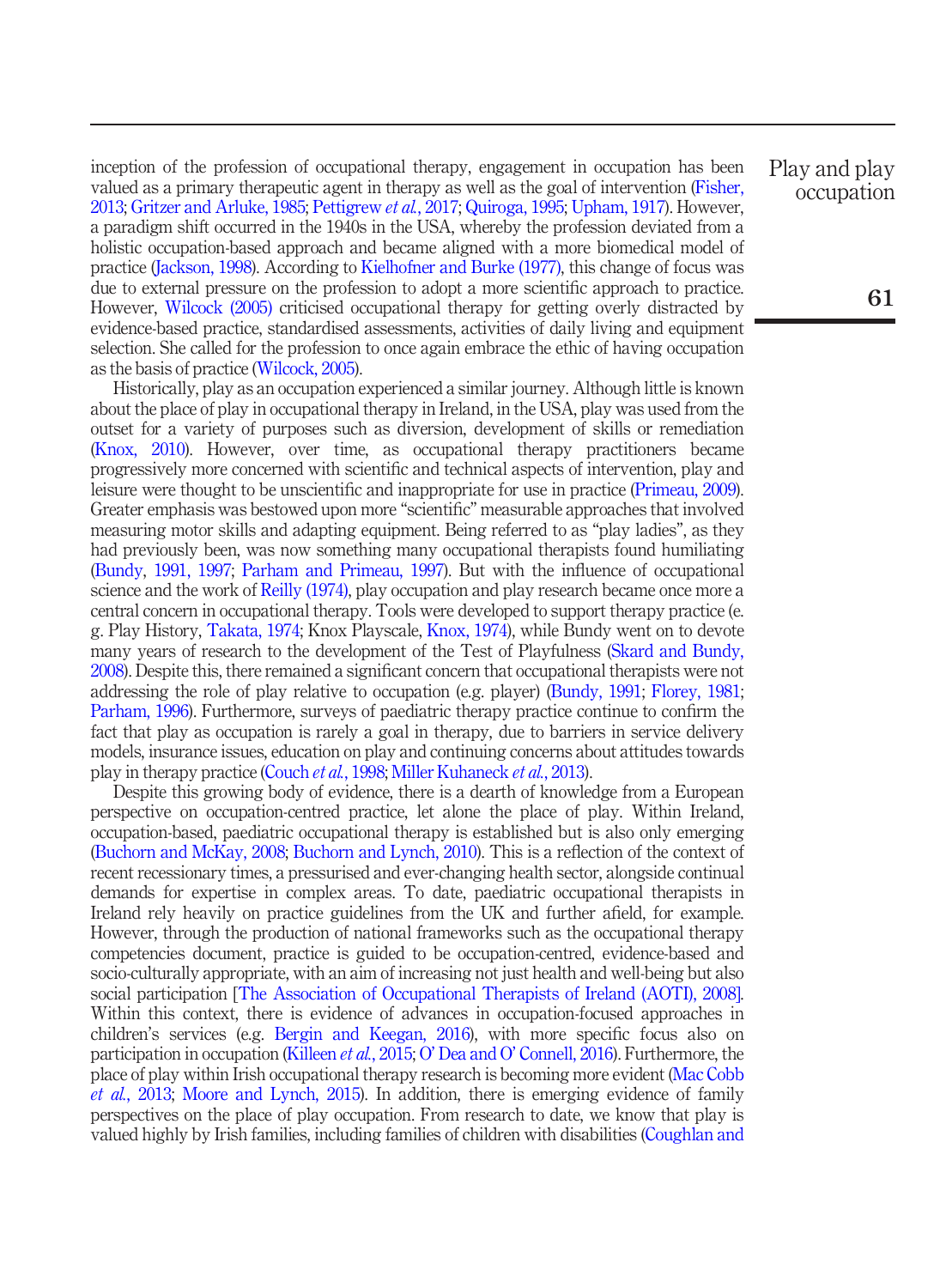inception of the profession of occupational therapy, engagement in occupation has been valued as a primary therapeutic agent in therapy as well as the goal of intervention (Fisher, 2013; Gritzer and Arluke, 1985; Pettigrew *et al.*, 2017; Quiroga, 1995; Upham, 1917). However, a paradigm shift occurred in the 1940s in the USA, whereby the profession deviated from a holistic occupation-based approach and became aligned with a more biomedical model of practice (Jackson, 1998). According to Kielhofner and Burke (1977), this change of focus was due to external pressure on the profession to adopt a more scientific approach to practice. However, Wilcock (2005) criticised occupational therapy for getting overly distracted by evidence-based practice, standardised assessments, activities of daily living and equipment selection. She called for the profession to once again embrace the ethic of having occupation as the basis of practice (Wilcock, 2005).

Historically, play as an occupation experienced a similar journey. Although little is known about the place of play in occupational therapy in Ireland, in the USA, play was used from the outset for a variety of purposes such as diversion, development of skills or remediation (Knox, 2010). However, over time, as occupational therapy practitioners became progressively more concerned with scientific and technical aspects of intervention, play and leisure were thought to be unscientific and inappropriate for use in practice (Primeau, 2009). Greater emphasis was bestowed upon more "scientific" measurable approaches that involved measuring motor skills and adapting equipment. Being referred to as "play ladies", as they had previously been, was now something many occupational therapists found humiliating (Bundy, 1991, 1997; Parham and Primeau, 1997). But with the influence of occupational science and the work of Reilly (1974), play occupation and play research became once more a central concern in occupational therapy. Tools were developed to support therapy practice (e.g. Play History, Takata, 1974; Knox Playscale, Knox, 1974), while Bundy went on to devote many years of research to the development of the Test of Playfulness (Skard and Bundy, 2008). Despite this, there remained a significant concern that occupational therapists were not addressing the role of play relative to occupation (e.g. player) (Bundy, 1991; Florey, 1981; Parham, 1996). Furthermore, surveys of paediatric therapy practice continue to confirm the fact that play as occupation is rarely a goal in therapy, due to barriers in service delivery models, insurance issues, education on play and continuing concerns about attitudes towards play in therapy practice (Couch *et al.*, 1998; Miller Kuhaneck *et al.*, 2013).

Despite this growing body of evidence, there is a dearth of knowledge from a European perspective on occupation-centred practice, let alone the place of play. Within Ireland, occupation-based, paediatric occupational therapy is established but is also only emerging (Buchorn and McKay, 2008; Buchorn and Lynch, 2010). This is a reflection of the context of recent recessionary times, a pressurised and ever-changing health sector, alongside continual demands for expertise in complex areas. To date, paediatric occupational therapists in Ireland rely heavily on practice guidelines from the UK and further afield, for example. However, through the production of national frameworks such as the occupational therapy competencies document, practice is guided to be occupation-centred, evidence-based and socio-culturally appropriate, with an aim of increasing not just health and well-being but also social participation [The Association of Occupational Therapists of Ireland (AOTI), 2008]. Within this context, there is evidence of advances in occupation-focused approaches in children's services (e.g. Bergin and Keegan, 2016), with more specific focus also on participation in occupation (Killeen *et al.*, 2015; O' Dea and O' Connell, 2016). Furthermore, the place of play within Irish occupational therapy research is becoming more evident (Mac Cobb *et al.*, 2013; Moore and Lynch, 2015). In addition, there is emerging evidence of family perspectives on the place of play occupation. From research to date, we know that play is valued highly by Irish families, including families of children with disabilities (Coughlan and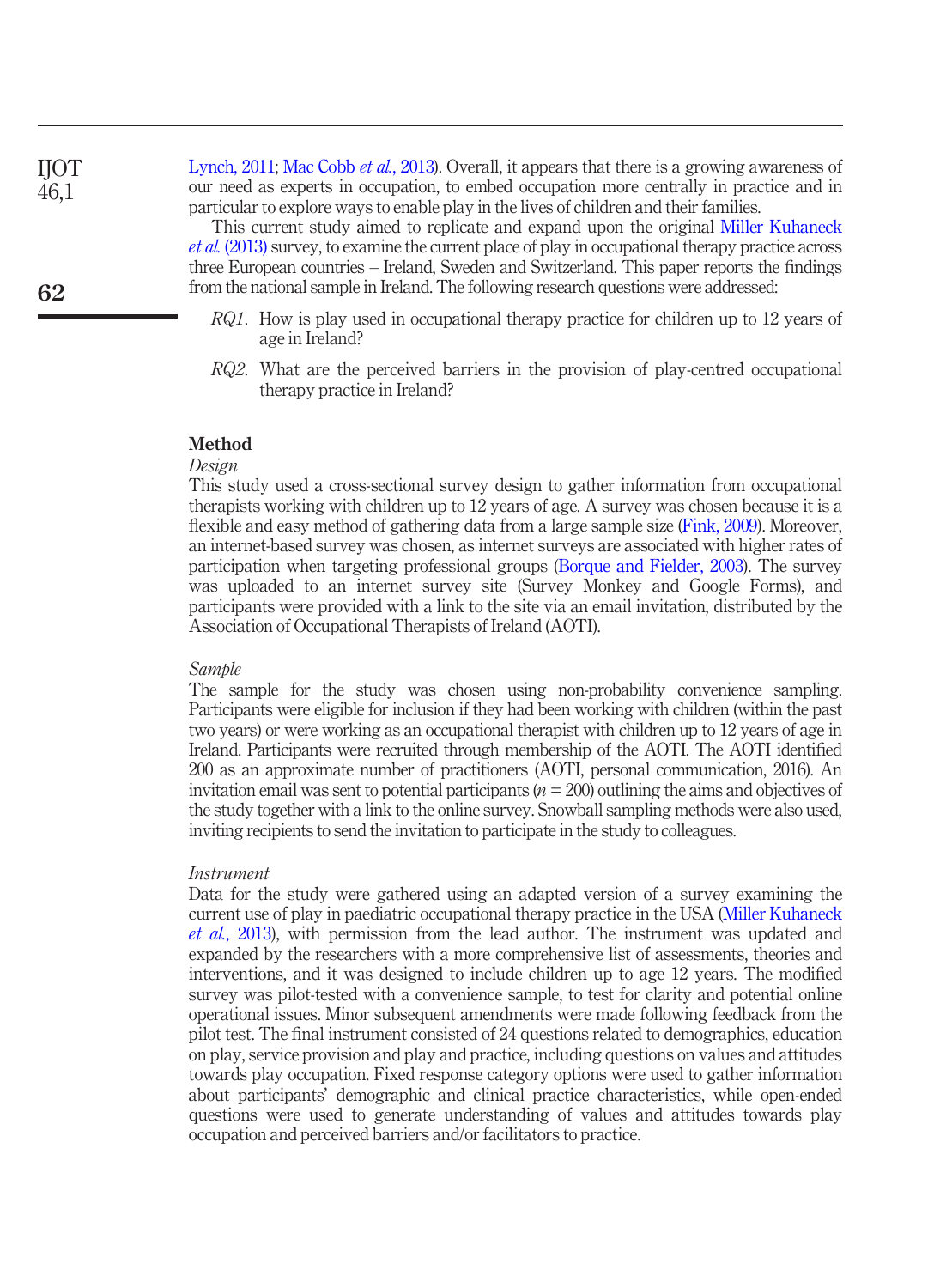Lynch, 2011; Mac Cobb *et al.*, 2013). Overall, it appears that there is a growing awareness of our need as experts in occupation, to embed occupation more centrally in practice and in particular to explore ways to enable play in the lives of children and their families.

This current study aimed to replicate and expand upon the original Miller Kuhaneck *et al.* (2013) survey, to examine the current place of play in occupational therapy practice across three European countries – Ireland, Sweden and Switzerland. This paper reports the findings from the national sample in Ireland. The following research questions were addressed:

- *RQ1*. How is play used in occupational therapy practice for children up to 12 years of age in Ireland?
- *RQ2*. What are the perceived barriers in the provision of play-centred occupational therapy practice in Ireland?

## Method

### *Design*

This study used a cross-sectional survey design to gather information from occupational therapists working with children up to 12 years of age. A survey was chosen because it is a flexible and easy method of gathering data from a large sample size (Fink, 2009). Moreover, an internet-based survey was chosen, as internet surveys are associated with higher rates of participation when targeting professional groups (Borque and Fielder, 2003). The survey was uploaded to an internet survey site (Survey Monkey and Google Forms), and participants were provided with a link to the site via an email invitation, distributed by the Association of Occupational Therapists of Ireland (AOTI).

### *Sample*

The sample for the study was chosen using non-probability convenience sampling. Participants were eligible for inclusion if they had been working with children (within the past two years) or were working as an occupational therapist with children up to 12 years of age in Ireland. Participants were recruited through membership of the AOTI. The AOTI identified 200 as an approximate number of practitioners (AOTI, personal communication, 2016). An invitation email was sent to potential participants ($n = 200$) outlining the aims and objectives of the study together with a link to the online survey. Snowball sampling methods were also used, inviting recipients to send the invitation to participate in the study to colleagues.

### *Instrument*

Data for the study were gathered using an adapted version of a survey examining the current use of play in paediatric occupational therapy practice in the USA (Miller Kuhaneck *et al.*, 2013), with permission from the lead author. The instrument was updated and expanded by the researchers with a more comprehensive list of assessments, theories and interventions, and it was designed to include children up to age 12 years. The modified survey was pilot-tested with a convenience sample, to test for clarity and potential online operational issues. Minor subsequent amendments were made following feedback from the pilot test. The final instrument consisted of 24 questions related to demographics, education on play, service provision and play and practice, including questions on values and attitudes towards play occupation. Fixed response category options were used to gather information about participants' demographic and clinical practice characteristics, while open-ended questions were used to generate understanding of values and attitudes towards play occupation and perceived barriers and/or facilitators to practice.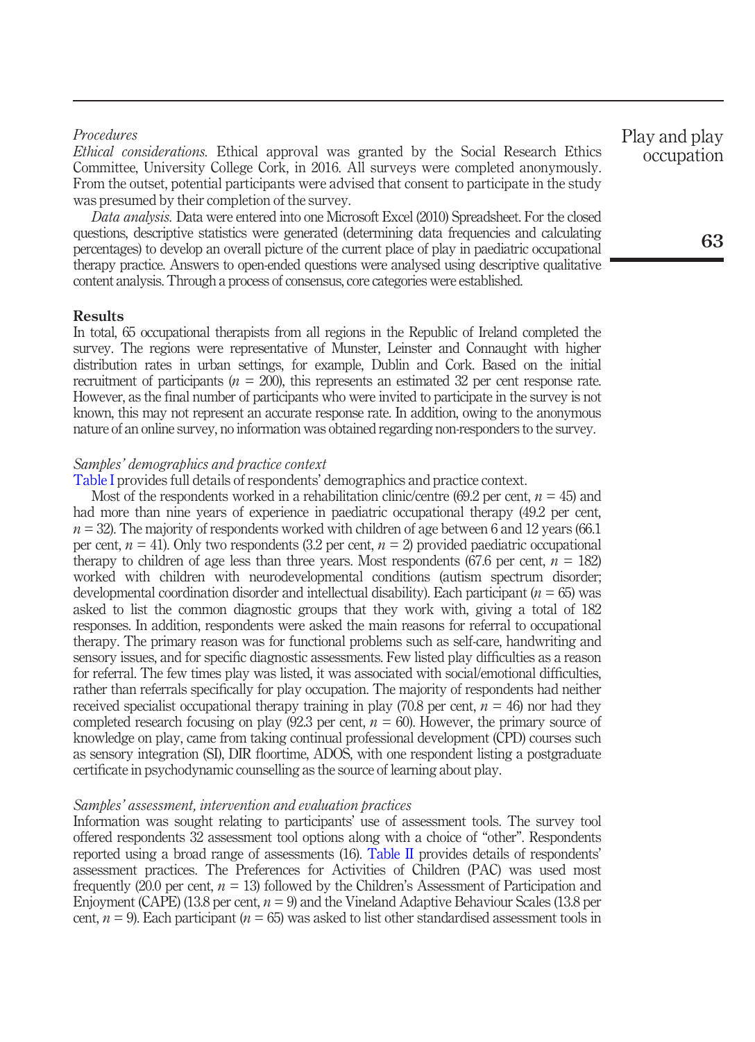### Procedures

*Ethical considerations.* Ethical approval was granted by the Social Research Ethics Committee, University College Cork, in 2016. All surveys were completed anonymously. From the outset, potential participants were advised that consent to participate in the study was presumed by their completion of the survey.

*Data analysis.* Data were entered into one Microsoft Excel (2010) Spreadsheet. For the closed questions, descriptive statistics were generated (determining data frequencies and calculating percentages) to develop an overall picture of the current place of play in paediatric occupational therapy practice. Answers to open-ended questions were analysed using descriptive qualitative content analysis. Through a process of consensus, core categories were established.

## Results

In total, 65 occupational therapists from all regions in the Republic of Ireland completed the survey. The regions were representative of Munster, Leinster and Connaught with higher distribution rates in urban settings, for example, Dublin and Cork. Based on the initial recruitment of participants ($n$ = 200), this represents an estimated 32 per cent response rate. However, as the final number of participants who were invited to participate in the survey is not known, this may not represent an accurate response rate. In addition, owing to the anonymous nature of an online survey, no information was obtained regarding non-responders to the survey.

### Samples' demographics and practice context

Table I provides full details of respondents' demographics and practice context.

Most of the respondents worked in a rehabilitation clinic/centre (69.2 per cent, $n$ = 45) and had more than nine years of experience in paediatric occupational therapy (49.2 per cent, $n$ = 32). The majority of respondents worked with children of age between 6 and 12 years (66.1 per cent, $n$ = 41). Only two respondents (3.2 per cent, $n$ = 2) provided paediatric occupational therapy to children of age less than three years. Most respondents (67.6 per cent, $n$ = 182) worked with children with neurodevelopmental conditions (autism spectrum disorder; developmental coordination disorder and intellectual disability). Each participant ($n$ = 65) was asked to list the common diagnostic groups that they work with, giving a total of 182 responses. In addition, respondents were asked the main reasons for referral to occupational therapy. The primary reason was for functional problems such as self-care, handwriting and sensory issues, and for specific diagnostic assessments. Few listed play difficulties as a reason for referral. The few times play was listed, it was associated with social/emotional difficulties, rather than referrals specifically for play occupation. The majority of respondents had neither received specialist occupational therapy training in play (70.8 per cent, $n$ = 46) nor had they completed research focusing on play (92.3 per cent, $n$ = 60). However, the primary source of knowledge on play, came from taking continual professional development (CPD) courses such as sensory integration (SI), DIR floortime, ADOS, with one respondent listing a postgraduate certificate in psychodynamic counselling as the source of learning about play.

### Samples' assessment, intervention and evaluation practices

Information was sought relating to participants' use of assessment tools. The survey tool offered respondents 32 assessment tool options along with a choice of "other". Respondents reported using a broad range of assessments (16). Table II provides details of respondents' assessment practices. The Preferences for Activities of Children (PAC) was used most frequently (20.0 per cent, $n$ = 13) followed by the Children's Assessment of Participation and Enjoyment (CAPE) (13.8 per cent, $n$ = 9) and the Vineland Adaptive Behaviour Scales (13.8 per cent, $n$ = 9). Each participant ($n$ = 65) was asked to list other standardised assessment tools in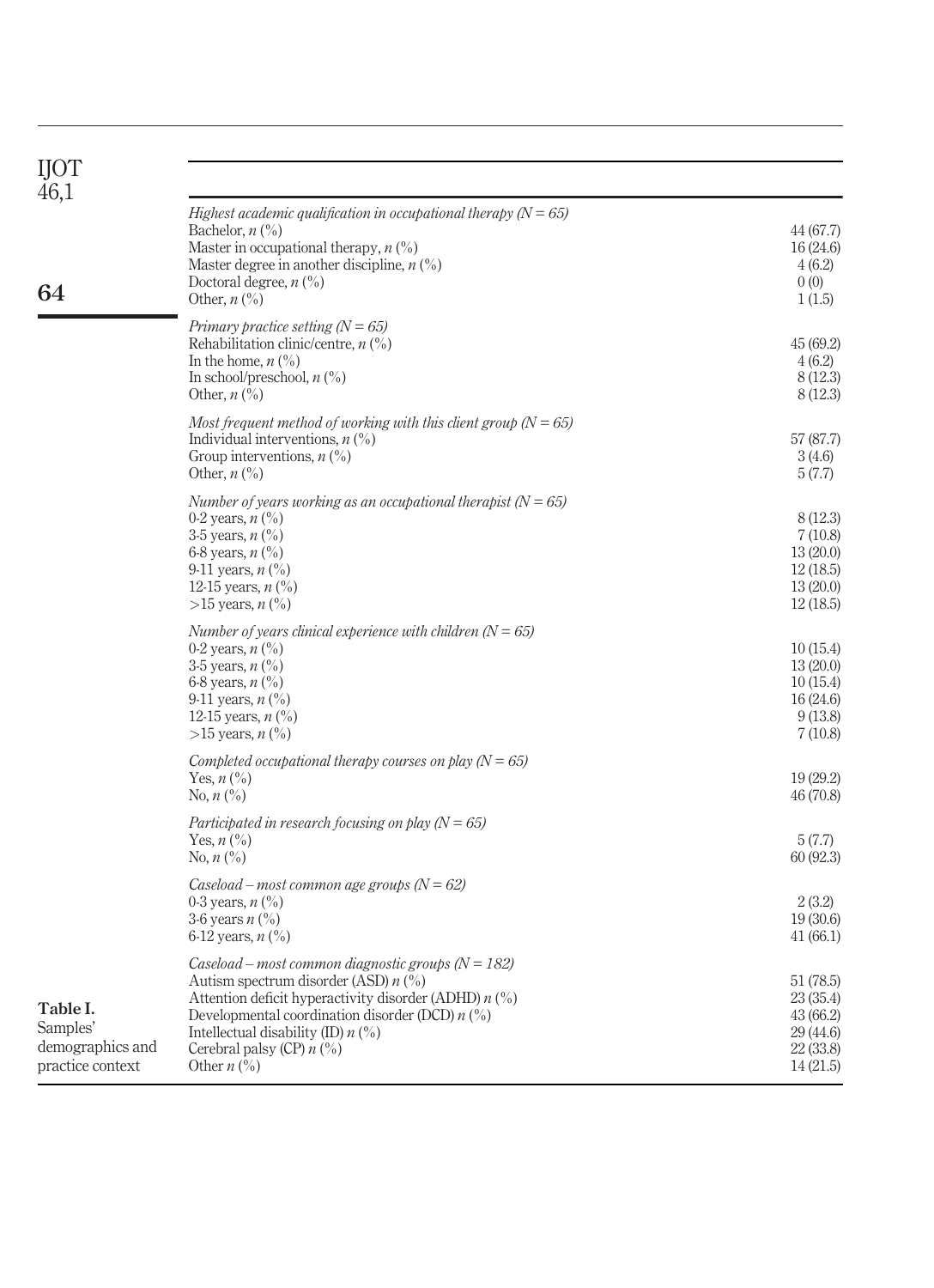**Table I.** Samples' demographics and practice context

| | |
|---|---|
| *Highest academic qualification in occupational therapy (N = 65)* | |
| Bachelor, *n* (%) | 44 (67.7) |
| Master in occupational therapy, *n* (%) | 16 (24.6) |
| Master degree in another discipline, *n* (%) | 4 (6.2) |
| Doctoral degree, *n* (%) | 0 (0) |
| Other, *n* (%) | 1 (1.5) |
| *Primary practice setting (N = 65)* | |
| Rehabilitation clinic/centre, *n* (%) | 45 (69.2) |
| In the home, *n* (%) | 4 (6.2) |
| In school/preschool, *n* (%) | 8 (12.3) |
| Other, *n* (%) | 8 (12.3) |
| *Most frequent method of working with this client group (N = 65)* | |
| Individual interventions, *n* (%) | 57 (87.7) |
| Group interventions, *n* (%) | 3 (4.6) |
| Other, *n* (%) | 5 (7.7) |
| *Number of years working as an occupational therapist (N = 65)* | |
| 0-2 years, *n* (%) | 8 (12.3) |
| 3-5 years, *n* (%) | 7 (10.8) |
| 6-8 years, *n* (%) | 13 (20.0) |
| 9-11 years, *n* (%) | 12 (18.5) |
| 12-15 years, *n* (%) | 13 (20.0) |
| >15 years, *n* (%) | 12 (18.5) |
| *Number of years clinical experience with children (N = 65)* | |
| 0-2 years, *n* (%) | 10 (15.4) |
| 3-5 years, *n* (%) | 13 (20.0) |
| 6-8 years, *n* (%) | 10 (15.4) |
| 9-11 years, *n* (%) | 16 (24.6) |
| 12-15 years, *n* (%) | 9 (13.8) |
| >15 years, *n* (%) | 7 (10.8) |
| *Completed occupational therapy courses on play (N = 65)* | |
| Yes, *n* (%) | 19 (29.2) |
| No, *n* (%) | 46 (70.8) |
| *Participated in research focusing on play (N = 65)* | |
| Yes, *n* (%) | 5 (7.7) |
| No, *n* (%) | 60 (92.3) |
| *Caseload – most common age groups (N = 62)* | |
| 0-3 years, *n* (%) | 2 (3.2) |
| 3-6 years *n* (%) | 19 (30.6) |
| 6-12 years, *n* (%) | 41 (66.1) |
| *Caseload – most common diagnostic groups (N = 182)* | |
| Autism spectrum disorder (ASD) *n* (%) | 51 (78.5) |
| Attention deficit hyperactivity disorder (ADHD) *n* (%) | 23 (35.4) |
| Developmental coordination disorder (DCD) *n* (%) | 43 (66.2) |
| Intellectual disability (ID) *n* (%) | 29 (44.6) |
| Cerebral palsy (CP) *n* (%) | 22 (33.8) |
| Other *n* (%) | 14 (21.5) |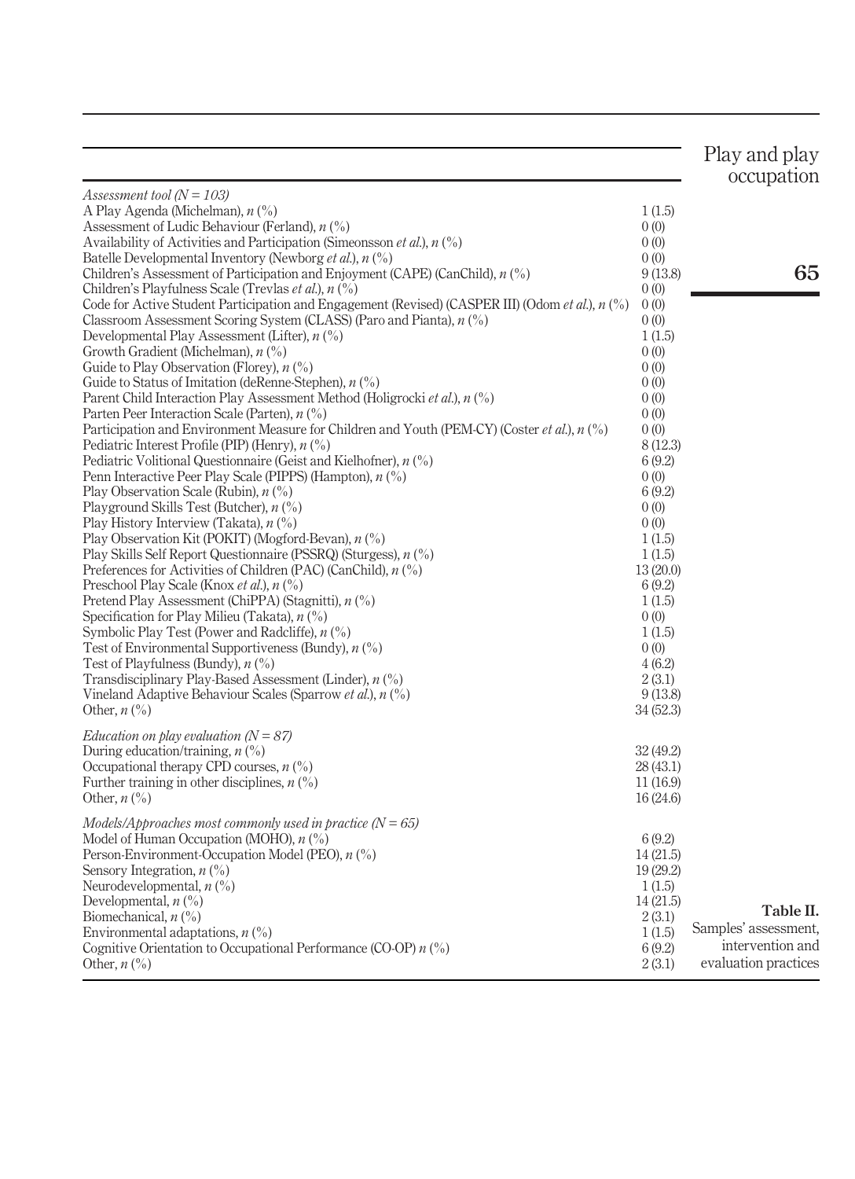**Table II.** Samples' assessment, intervention and evaluation practices

| | |
|---|---|
| *Assessment tool (N = 103)* | |
| A Play Agenda (Michelman), *n* (%) | 1 (1.5) |
| Assessment of Ludic Behaviour (Ferland), *n* (%) | 0 (0) |
| Availability of Activities and Participation (Simeonsson *et al.*), *n* (%) | 0 (0) |
| Batelle Developmental Inventory (Newborg *et al.*), *n* (%) | 0 (0) |
| Children's Assessment of Participation and Enjoyment (CAPE) (CanChild), *n* (%) | 9 (13.8) |
| Children's Playfulness Scale (Trevlas *et al.*), *n* (%) | 0 (0) |
| Code for Active Student Participation and Engagement (Revised) (CASPER III) (Odom *et al.*), *n* (%) | 0 (0) |
| Classroom Assessment Scoring System (CLASS) (Paro and Pianta), *n* (%) | 0 (0) |
| Developmental Play Assessment (Lifter), *n* (%) | 1 (1.5) |
| Growth Gradient (Michelman), *n* (%) | 0 (0) |
| Guide to Play Observation (Florey), *n* (%) | 0 (0) |
| Guide to Status of Imitation (deRenne-Stephen), *n* (%) | 0 (0) |
| Parent Child Interaction Play Assessment Method (Holigrocki *et al.*), *n* (%) | 0 (0) |
| Parten Peer Interaction Scale (Parten), *n* (%) | 0 (0) |
| Participation and Environment Measure for Children and Youth (PEM-CY) (Coster *et al.*), *n* (%) | 0 (0) |
| Pediatric Interest Profile (PIP) (Henry), *n* (%) | 8 (12.3) |
| Pediatric Volitional Questionnaire (Geist and Kielhofner), *n* (%) | 6 (9.2) |
| Penn Interactive Peer Play Scale (PIPPS) (Hampton), *n* (%) | 0 (0) |
| Play Observation Scale (Rubin), *n* (%) | 6 (9.2) |
| Playground Skills Test (Butcher), *n* (%) | 0 (0) |
| Play History Interview (Takata), *n* (%) | 0 (0) |
| Play Observation Kit (POKIT) (Mogford-Bevan), *n* (%) | 1 (1.5) |
| Play Skills Self Report Questionnaire (PSSRQ) (Sturgess), *n* (%) | 1 (1.5) |
| Preferences for Activities of Children (PAC) (CanChild), *n* (%) | 13 (20.0) |
| Preschool Play Scale (Knox *et al.*), *n* (%) | 6 (9.2) |
| Pretend Play Assessment (ChiPPA) (Stagnitti), *n* (%) | 1 (1.5) |
| Specification for Play Milieu (Takata), *n* (%) | 0 (0) |
| Symbolic Play Test (Power and Radcliffe), *n* (%) | 1 (1.5) |
| Test of Environmental Supportiveness (Bundy), *n* (%) | 0 (0) |
| Test of Playfulness (Bundy), *n* (%) | 4 (6.2) |
| Transdisciplinary Play-Based Assessment (Linder), *n* (%) | 2 (3.1) |
| Vineland Adaptive Behaviour Scales (Sparrow *et al.*), *n* (%) | 9 (13.8) |
| Other, *n* (%) | 34 (52.3) |
| *Education on play evaluation (N = 87)* | |
| During education/training, *n* (%) | 32 (49.2) |
| Occupational therapy CPD courses, *n* (%) | 28 (43.1) |
| Further training in other disciplines, *n* (%) | 11 (16.9) |
| Other, *n* (%) | 16 (24.6) |
| *Models/Approaches most commonly used in practice (N = 65)* | |
| Model of Human Occupation (MOHO), *n* (%) | 6 (9.2) |
| Person-Environment-Occupation Model (PEO), *n* (%) | 14 (21.5) |
| Sensory Integration, *n* (%) | 19 (29.2) |
| Neurodevelopmental, *n* (%) | 1 (1.5) |
| Developmental, *n* (%) | 14 (21.5) |
| Biomechanical, *n* (%) | 2 (3.1) |
| Environmental adaptations, *n* (%) | 1 (1.5) |
| Cognitive Orientation to Occupational Performance (CO-OP) *n* (%) | 6 (9.2) |
| Other, *n* (%) | 2 (3.1) |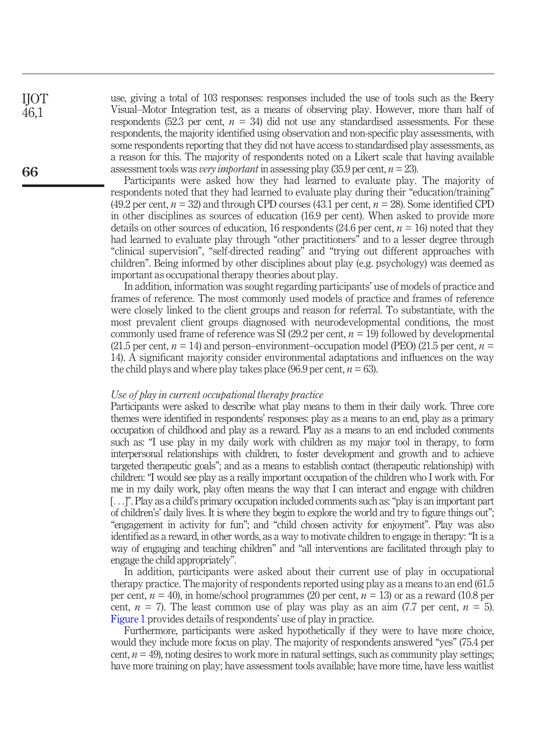use, giving a total of 103 responses: responses included the use of tools such as the Beery Visual–Motor Integration test, as a means of observing play. However, more than half of respondents (52.3 per cent, $n$ = 34) did not use any standardised assessments. For these respondents, the majority identified using observation and non-specific play assessments, with some respondents reporting that they did not have access to standardised play assessments, as a reason for this. The majority of respondents noted on a Likert scale that having available assessment tools was *very important* in assessing play (35.9 per cent, $n$ = 23).

Participants were asked how they had learned to evaluate play. The majority of respondents noted that they had learned to evaluate play during their "education/training" (49.2 per cent, $n$ = 32) and through CPD courses (43.1 per cent, $n$ = 28). Some identified CPD in other disciplines as sources of education (16.9 per cent). When asked to provide more details on other sources of education, 16 respondents (24.6 per cent, $n$ = 16) noted that they had learned to evaluate play through "other practitioners" and to a lesser degree through "clinical supervision", "self-directed reading" and "trying out different approaches with children". Being informed by other disciplines about play (e.g. psychology) was deemed as important as occupational therapy theories about play.

In addition, information was sought regarding participants' use of models of practice and frames of reference. The most commonly used models of practice and frames of reference were closely linked to the client groups and reason for referral. To substantiate, with the most prevalent client groups diagnosed with neurodevelopmental conditions, the most commonly used frame of reference was SI (29.2 per cent, $n$ = 19) followed by developmental (21.5 per cent, $n$ = 14) and person–environment–occupation model (PEO) (21.5 per cent, $n$ = 14). A significant majority consider environmental adaptations and influences on the way the child plays and where play takes place (96.9 per cent, $n$ = 63).

*Use of play in current occupational therapy practice*

Participants were asked to describe what play means to them in their daily work. Three core themes were identified in respondents' responses: play as a means to an end, play as a primary occupation of childhood and play as a reward. Play as a means to an end included comments such as: "I use play in my daily work with children as my major tool in therapy, to form interpersonal relationships with children, to foster development and growth and to achieve targeted therapeutic goals"; and as a means to establish contact (therapeutic relationship) with children: "I would see play as a really important occupation of the children who I work with. For me in my daily work, play often means the way that I can interact and engage with children [...]". Play as a child's primary occupation included comments such as: "play is an important part of children's' daily lives. It is where they begin to explore the world and try to figure things out"; "engagement in activity for fun"; and "child chosen activity for enjoyment". Play was also identified as a reward, in other words, as a way to motivate children to engage in therapy: "It is a way of engaging and teaching children" and "all interventions are facilitated through play to engage the child appropriately".

In addition, participants were asked about their current use of play in occupational therapy practice. The majority of respondents reported using play as a means to an end (61.5 per cent, $n$ = 40), in home/school programmes (20 per cent, $n$ = 13) or as a reward (10.8 per cent, $n$ = 7). The least common use of play was play as an aim (7.7 per cent, $n$ = 5). Figure 1 provides details of respondents' use of play in practice.

Furthermore, participants were asked hypothetically if they were to have more choice, would they include more focus on play. The majority of respondents answered "yes" (75.4 per cent, $n$ = 49), noting desires to work more in natural settings, such as community play settings; have more training on play; have assessment tools available; have more time, have less waitlist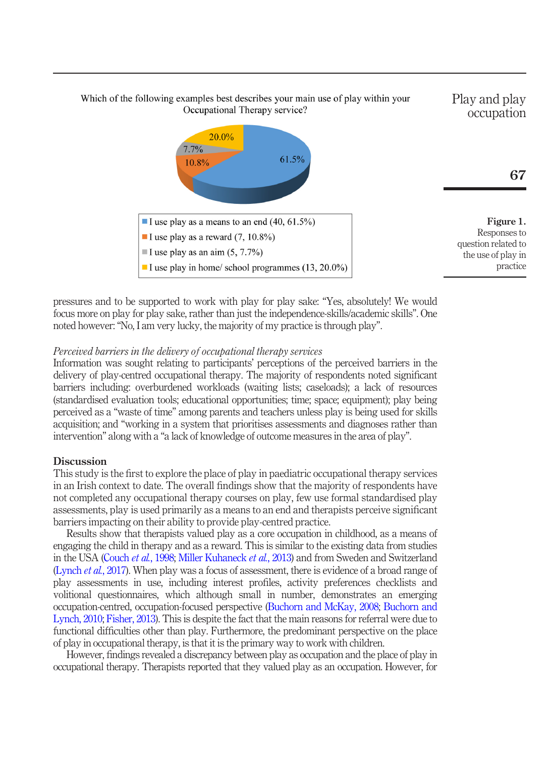Which of the following examples best describes your main use of play within your Occupational Therapy service?

- I use play as a means to an end (40, 61.5%)
- I use play as a reward (7, 10.8%)
- I use play as an aim (5, 7.7%)
- I use play in home/ school programmes (13, 20.0%)

**Figure 1.** Responses to question related to the use of play in practice

pressures and to be supported to work with play for play sake: "Yes, absolutely! We would focus more on play for play sake, rather than just the independence-skills/academic skills". One noted however: "No, I am very lucky, the majority of my practice is through play".

*Perceived barriers in the delivery of occupational therapy services*

Information was sought relating to participants' perceptions of the perceived barriers in the delivery of play-centred occupational therapy. The majority of respondents noted significant barriers including: overburdened workloads (waiting lists; caseloads); a lack of resources (standardised evaluation tools; educational opportunities; time; space; equipment); play being perceived as a "waste of time" among parents and teachers unless play is being used for skills acquisition; and "working in a system that prioritises assessments and diagnoses rather than intervention" along with a "a lack of knowledge of outcome measures in the area of play".

## Discussion

This study is the first to explore the place of play in paediatric occupational therapy services in an Irish context to date. The overall findings show that the majority of respondents have not completed any occupational therapy courses on play, few use formal standardised play assessments, play is used primarily as a means to an end and therapists perceive significant barriers impacting on their ability to provide play-centred practice.

Results show that therapists valued play as a core occupation in childhood, as a means of engaging the child in therapy and as a reward. This is similar to the existing data from studies in the USA (Couch *et al.*, 1998; Miller Kuhaneck *et al.*, 2013) and from Sweden and Switzerland (Lynch *et al.*, 2017). When play was a focus of assessment, there is evidence of a broad range of play assessments in use, including interest profiles, activity preferences checklists and volitional questionnaires, which although small in number, demonstrates an emerging occupation-centred, occupation-focused perspective (Buchorn and McKay, 2008; Buchorn and Lynch, 2010; Fisher, 2013). This is despite the fact that the main reasons for referral were due to functional difficulties other than play. Furthermore, the predominant perspective on the place of play in occupational therapy, is that it is the primary way to work with children.

However, findings revealed a discrepancy between play as occupation and the place of play in occupational therapy. Therapists reported that they valued play as an occupation. However, for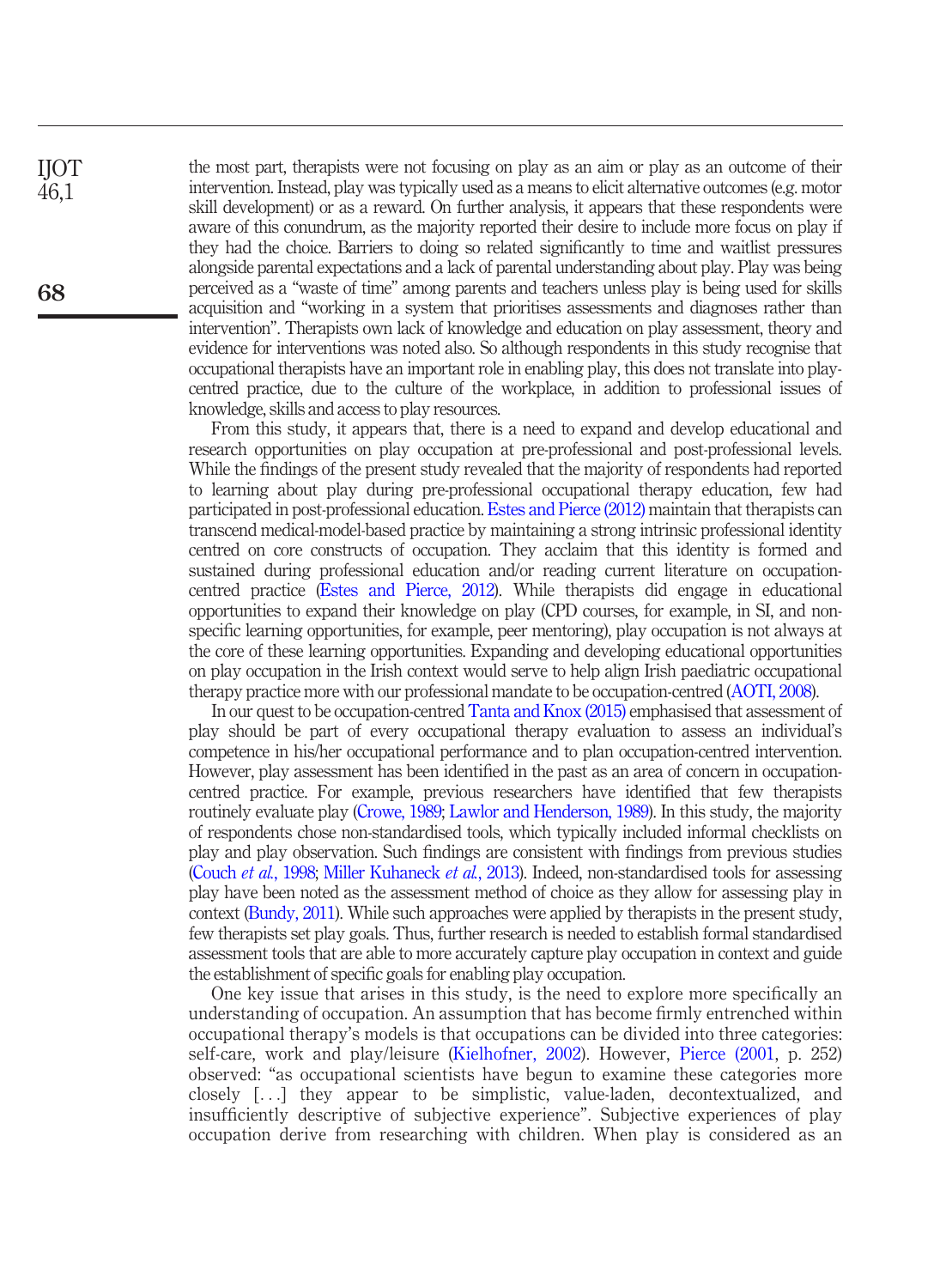the most part, therapists were not focusing on play as an aim or play as an outcome of their intervention. Instead, play was typically used as a means to elicit alternative outcomes (e.g. motor skill development) or as a reward. On further analysis, it appears that these respondents were aware of this conundrum, as the majority reported their desire to include more focus on play if they had the choice. Barriers to doing so related significantly to time and waitlist pressures alongside parental expectations and a lack of parental understanding about play. Play was being perceived as a "waste of time" among parents and teachers unless play is being used for skills acquisition and "working in a system that prioritises assessments and diagnoses rather than intervention". Therapists own lack of knowledge and education on play assessment, theory and evidence for interventions was noted also. So although respondents in this study recognise that occupational therapists have an important role in enabling play, this does not translate into play-centred practice, due to the culture of the workplace, in addition to professional issues of knowledge, skills and access to play resources.

From this study, it appears that, there is a need to expand and develop educational and research opportunities on play occupation at pre-professional and post-professional levels. While the findings of the present study revealed that the majority of respondents had reported to learning about play during pre-professional occupational therapy education, few had participated in post-professional education. Estes and Pierce (2012) maintain that therapists can transcend medical-model-based practice by maintaining a strong intrinsic professional identity centred on core constructs of occupation. They acclaim that this identity is formed and sustained during professional education and/or reading current literature on occupation-centred practice (Estes and Pierce, 2012). While therapists did engage in educational opportunities to expand their knowledge on play (CPD courses, for example, in SI, and non-specific learning opportunities, for example, peer mentoring), play occupation is not always at the core of these learning opportunities. Expanding and developing educational opportunities on play occupation in the Irish context would serve to help align Irish paediatric occupational therapy practice more with our professional mandate to be occupation-centred (AOTI, 2008).

In our quest to be occupation-centred Tanta and Knox (2015) emphasised that assessment of play should be part of every occupational therapy evaluation to assess an individual's competence in his/her occupational performance and to plan occupation-centred intervention. However, play assessment has been identified in the past as an area of concern in occupation-centred practice. For example, previous researchers have identified that few therapists routinely evaluate play (Crowe, 1989; Lawlor and Henderson, 1989). In this study, the majority of respondents chose non-standardised tools, which typically included informal checklists on play and play observation. Such findings are consistent with findings from previous studies (Couch *et al.*, 1998; Miller Kuhaneck *et al.*, 2013). Indeed, non-standardised tools for assessing play have been noted as the assessment method of choice as they allow for assessing play in context (Bundy, 2011). While such approaches were applied by therapists in the present study, few therapists set play goals. Thus, further research is needed to establish formal standardised assessment tools that are able to more accurately capture play occupation in context and guide the establishment of specific goals for enabling play occupation.

One key issue that arises in this study, is the need to explore more specifically an understanding of occupation. An assumption that has become firmly entrenched within occupational therapy's models is that occupations can be divided into three categories: self-care, work and play/leisure (Kielhofner, 2002). However, Pierce (2001, p. 252) observed: "as occupational scientists have begun to examine these categories more closely [...] they appear to be simplistic, value-laden, decontextualized, and insufficiently descriptive of subjective experience". Subjective experiences of play occupation derive from researching with children. When play is considered as an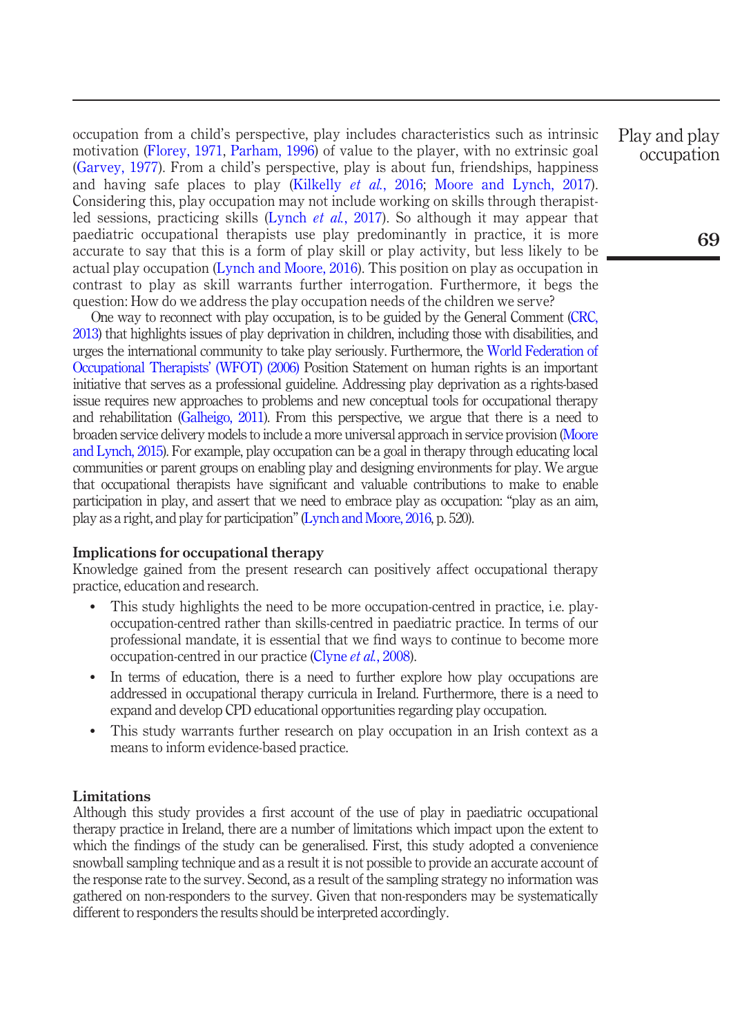occupation from a child's perspective, play includes characteristics such as intrinsic motivation (Florey, 1971, Parham, 1996) of value to the player, with no extrinsic goal (Garvey, 1977). From a child's perspective, play is about fun, friendships, happiness and having safe places to play (Kilkelly *et al.*, 2016; Moore and Lynch, 2017). Considering this, play occupation may not include working on skills through therapist-led sessions, practicing skills (Lynch *et al.*, 2017). So although it may appear that paediatric occupational therapists use play predominantly in practice, it is more accurate to say that this is a form of play skill or play activity, but less likely to be actual play occupation (Lynch and Moore, 2016). This position on play as occupation in contrast to play as skill warrants further interrogation. Furthermore, it begs the question: How do we address the play occupation needs of the children we serve?

One way to reconnect with play occupation, is to be guided by the General Comment (CRC, 2013) that highlights issues of play deprivation in children, including those with disabilities, and urges the international community to take play seriously. Furthermore, the World Federation of Occupational Therapists' (WFOT) (2006) Position Statement on human rights is an important initiative that serves as a professional guideline. Addressing play deprivation as a rights-based issue requires new approaches to problems and new conceptual tools for occupational therapy and rehabilitation (Galheigo, 2011). From this perspective, we argue that there is a need to broaden service delivery models to include a more universal approach in service provision (Moore and Lynch, 2015). For example, play occupation can be a goal in therapy through educating local communities or parent groups on enabling play and designing environments for play. We argue that occupational therapists have significant and valuable contributions to make to enable participation in play, and assert that we need to embrace play as occupation: "play as an aim, play as a right, and play for participation" (Lynch and Moore, 2016, p. 520).

### Implications for occupational therapy

Knowledge gained from the present research can positively affect occupational therapy practice, education and research.

- This study highlights the need to be more occupation-centred in practice, i.e. play-occupation-centred rather than skills-centred in paediatric practice. In terms of our professional mandate, it is essential that we find ways to continue to become more occupation-centred in our practice (Clyne *et al.*, 2008).
- In terms of education, there is a need to further explore how play occupations are addressed in occupational therapy curricula in Ireland. Furthermore, there is a need to expand and develop CPD educational opportunities regarding play occupation.
- This study warrants further research on play occupation in an Irish context as a means to inform evidence-based practice.

### Limitations

Although this study provides a first account of the use of play in paediatric occupational therapy practice in Ireland, there are a number of limitations which impact upon the extent to which the findings of the study can be generalised. First, this study adopted a convenience snowball sampling technique and as a result it is not possible to provide an accurate account of the response rate to the survey. Second, as a result of the sampling strategy no information was gathered on non-responders to the survey. Given that non-responders may be systematically different to responders the results should be interpreted accordingly.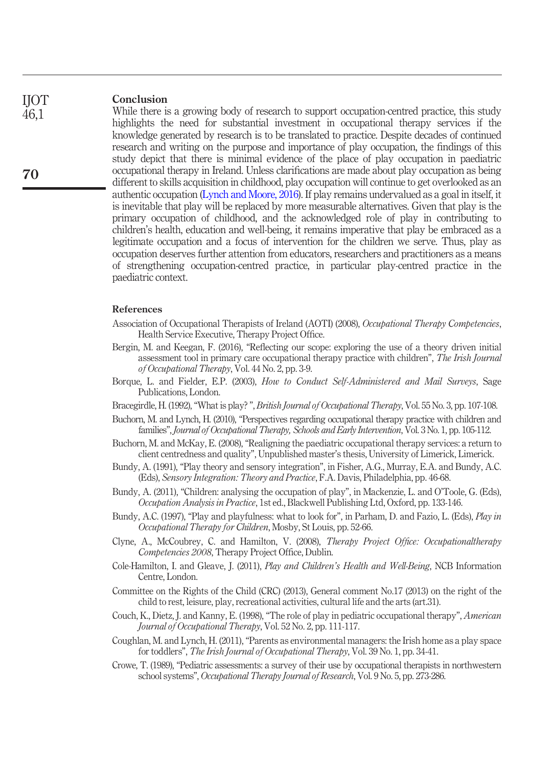## Conclusion

While there is a growing body of research to support occupation-centred practice, this study highlights the need for substantial investment in occupational therapy services if the knowledge generated by research is to be translated to practice. Despite decades of continued research and writing on the purpose and importance of play occupation, the findings of this study depict that there is minimal evidence of the place of play occupation in paediatric occupational therapy in Ireland. Unless clarifications are made about play occupation as being different to skills acquisition in childhood, play occupation will continue to get overlooked as an authentic occupation (Lynch and Moore, 2016). If play remains undervalued as a goal in itself, it is inevitable that play will be replaced by more measurable alternatives. Given that play is the primary occupation of childhood, and the acknowledged role of play in contributing to children's health, education and well-being, it remains imperative that play be embraced as a legitimate occupation and a focus of intervention for the children we serve. Thus, play as occupation deserves further attention from educators, researchers and practitioners as a means of strengthening occupation-centred practice, in particular play-centred practice in the paediatric context.

## References

Association of Occupational Therapists of Ireland (AOTI) (2008), *Occupational Therapy Competencies*, Health Service Executive, Therapy Project Office.

Bergin, M. and Keegan, F. (2016), "Reflecting our scope: exploring the use of a theory driven initial assessment tool in primary care occupational therapy practice with children", *The Irish Journal of Occupational Therapy*, Vol. 44 No. 2, pp. 3-9.

Borque, L. and Fielder, E.P. (2003), *How to Conduct Self-Administered and Mail Surveys*, Sage Publications, London.

Bracegirdle, H. (1992), "What is play? ", *British Journal of Occupational Therapy*, Vol. 55 No. 3, pp. 107-108.

Buchorn, M. and Lynch, H. (2010), "Perspectives regarding occupational therapy practice with children and families", *Journal of Occupational Therapy, Schools and Early Intervention*, Vol. 3 No. 1, pp. 105-112.

Buchorn, M. and McKay, E. (2008), "Realigning the paediatric occupational therapy services: a return to client centredness and quality", Unpublished master's thesis, University of Limerick, Limerick.

Bundy, A. (1991), "Play theory and sensory integration", in Fisher, A.G., Murray, E.A. and Bundy, A.C. (Eds), *Sensory Integration: Theory and Practice*, F.A. Davis, Philadelphia, pp. 46-68.

Bundy, A. (2011), "Children: analysing the occupation of play", in Mackenzie, L. and O'Toole, G. (Eds), *Occupation Analysis in Practice*, 1st ed., Blackwell Publishing Ltd, Oxford, pp. 133-146.

Bundy, A.C. (1997), "Play and playfulness: what to look for", in Parham, D. and Fazio, L. (Eds), *Play in Occupational Therapy for Children*, Mosby, St Louis, pp. 52-66.

Clyne, A., McCoubrey, C. and Hamilton, V. (2008), *Therapy Project Office: Occupationaltherapy Competencies 2008*, Therapy Project Office, Dublin.

Cole-Hamilton, I. and Gleave, J. (2011), *Play and Children's Health and Well-Being*, NCB Information Centre, London.

Committee on the Rights of the Child (CRC) (2013), General comment No.17 (2013) on the right of the child to rest, leisure, play, recreational activities, cultural life and the arts (art.31).

Couch, K., Dietz, J. and Kanny, E. (1998), "The role of play in pediatric occupational therapy", *American Journal of Occupational Therapy*, Vol. 52 No. 2, pp. 111-117.

Coughlan, M. and Lynch, H. (2011), "Parents as environmental managers: the Irish home as a play space for toddlers", *The Irish Journal of Occupational Therapy*, Vol. 39 No. 1, pp. 34-41.

Crowe, T. (1989), "Pediatric assessments: a survey of their use by occupational therapists in northwestern school systems", *Occupational Therapy Journal of Research*, Vol. 9 No. 5, pp. 273-286.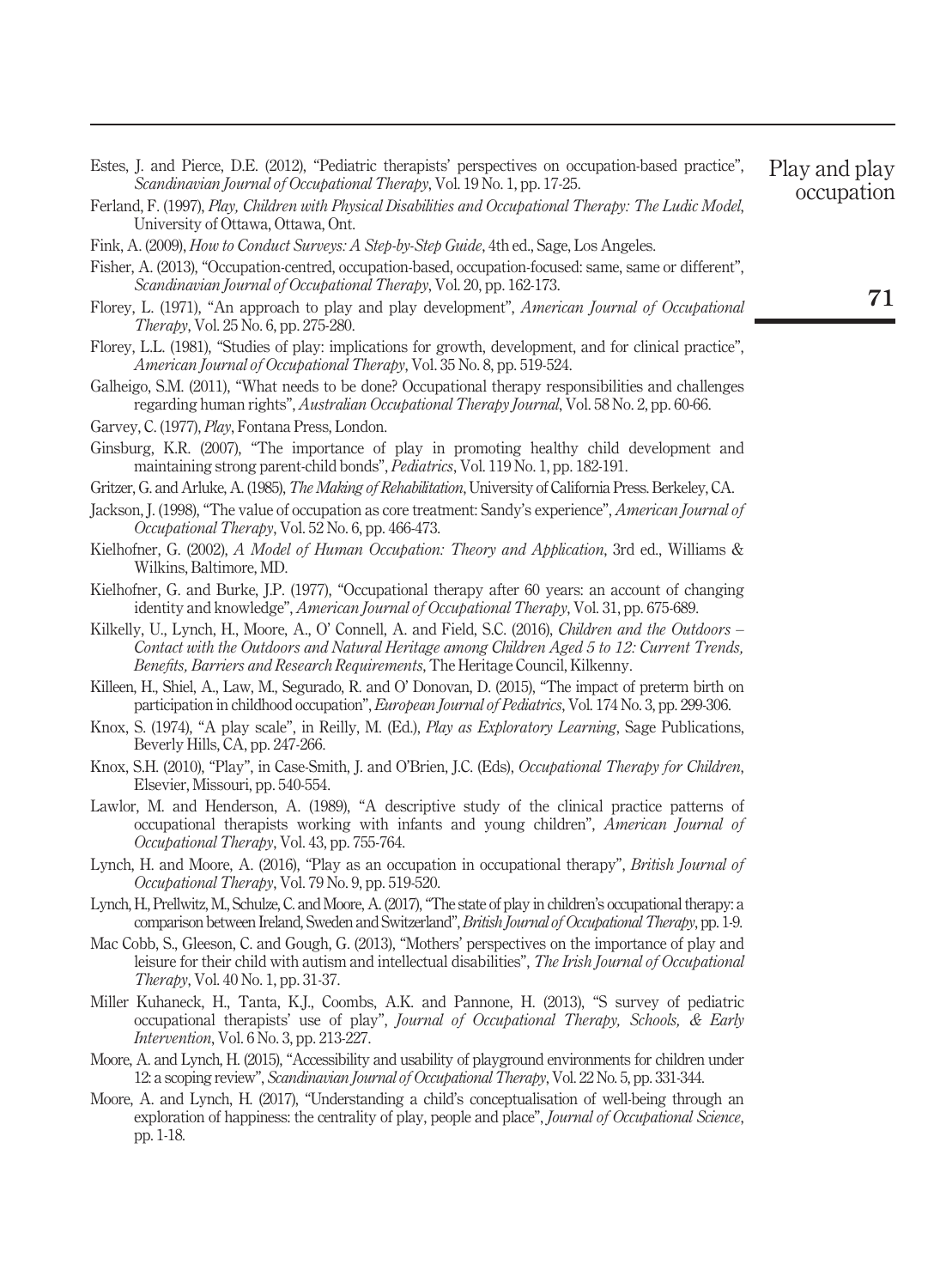Estes, J. and Pierce, D.E. (2012), "Pediatric therapists' perspectives on occupation-based practice", *Scandinavian Journal of Occupational Therapy*, Vol. 19 No. 1, pp. 17-25.

Ferland, F. (1997), *Play, Children with Physical Disabilities and Occupational Therapy: The Ludic Model*, University of Ottawa, Ottawa, Ont.

Fink, A. (2009), *How to Conduct Surveys: A Step-by-Step Guide*, 4th ed., Sage, Los Angeles.

Fisher, A. (2013), "Occupation-centred, occupation-based, occupation-focused: same, same or different", *Scandinavian Journal of Occupational Therapy*, Vol. 20, pp. 162-173.

Florey, L. (1971), "An approach to play and play development", *American Journal of Occupational Therapy*, Vol. 25 No. 6, pp. 275-280.

Florey, L.L. (1981), "Studies of play: implications for growth, development, and for clinical practice", *American Journal of Occupational Therapy*, Vol. 35 No. 8, pp. 519-524.

Galheigo, S.M. (2011), "What needs to be done? Occupational therapy responsibilities and challenges regarding human rights", *Australian Occupational Therapy Journal*, Vol. 58 No. 2, pp. 60-66.

Garvey, C. (1977), *Play*, Fontana Press, London.

Ginsburg, K.R. (2007), "The importance of play in promoting healthy child development and maintaining strong parent-child bonds", *Pediatrics*, Vol. 119 No. 1, pp. 182-191.

Gritzer, G. and Arluke, A. (1985), *The Making of Rehabilitation*, University of California Press. Berkeley, CA.

Jackson, J. (1998), "The value of occupation as core treatment: Sandy's experience", *American Journal of Occupational Therapy*, Vol. 52 No. 6, pp. 466-473.

Kielhofner, G. (2002), *A Model of Human Occupation: Theory and Application*, 3rd ed., Williams & Wilkins, Baltimore, MD.

Kielhofner, G. and Burke, J.P. (1977), "Occupational therapy after 60 years: an account of changing identity and knowledge", *American Journal of Occupational Therapy*, Vol. 31, pp. 675-689.

Kilkelly, U., Lynch, H., Moore, A., O' Connell, A. and Field, S.C. (2016), *Children and the Outdoors – Contact with the Outdoors and Natural Heritage among Children Aged 5 to 12: Current Trends, Benefits, Barriers and Research Requirements*, The Heritage Council, Kilkenny.

Killeen, H., Shiel, A., Law, M., Segurado, R. and O' Donovan, D. (2015), "The impact of preterm birth on participation in childhood occupation", *European Journal of Pediatrics*, Vol. 174 No. 3, pp. 299-306.

Knox, S. (1974), "A play scale", in Reilly, M. (Ed.), *Play as Exploratory Learning*, Sage Publications, Beverly Hills, CA, pp. 247-266.

Knox, S.H. (2010), "Play", in Case-Smith, J. and O'Brien, J.C. (Eds), *Occupational Therapy for Children*, Elsevier, Missouri, pp. 540-554.

Lawlor, M. and Henderson, A. (1989), "A descriptive study of the clinical practice patterns of occupational therapists working with infants and young children", *American Journal of Occupational Therapy*, Vol. 43, pp. 755-764.

Lynch, H. and Moore, A. (2016), "Play as an occupation in occupational therapy", *British Journal of Occupational Therapy*, Vol. 79 No. 9, pp. 519-520.

Lynch, H., Prellwitz, M., Schulze, C. and Moore, A. (2017), "The state of play in children's occupational therapy: a comparison between Ireland, Sweden and Switzerland", *British Journal of Occupational Therapy*, pp. 1-9.

Mac Cobb, S., Gleeson, C. and Gough, G. (2013), "Mothers' perspectives on the importance of play and leisure for their child with autism and intellectual disabilities", *The Irish Journal of Occupational Therapy*, Vol. 40 No. 1, pp. 31-37.

Miller Kuhaneck, H., Tanta, K.J., Coombs, A.K. and Pannone, H. (2013), "S survey of pediatric occupational therapists' use of play", *Journal of Occupational Therapy, Schools, & Early Intervention*, Vol. 6 No. 3, pp. 213-227.

Moore, A. and Lynch, H. (2015), "Accessibility and usability of playground environments for children under 12: a scoping review", *Scandinavian Journal of Occupational Therapy*, Vol. 22 No. 5, pp. 331-344.

Moore, A. and Lynch, H. (2017), "Understanding a child's conceptualisation of well-being through an exploration of happiness: the centrality of play, people and place", *Journal of Occupational Science*, pp. 1-18.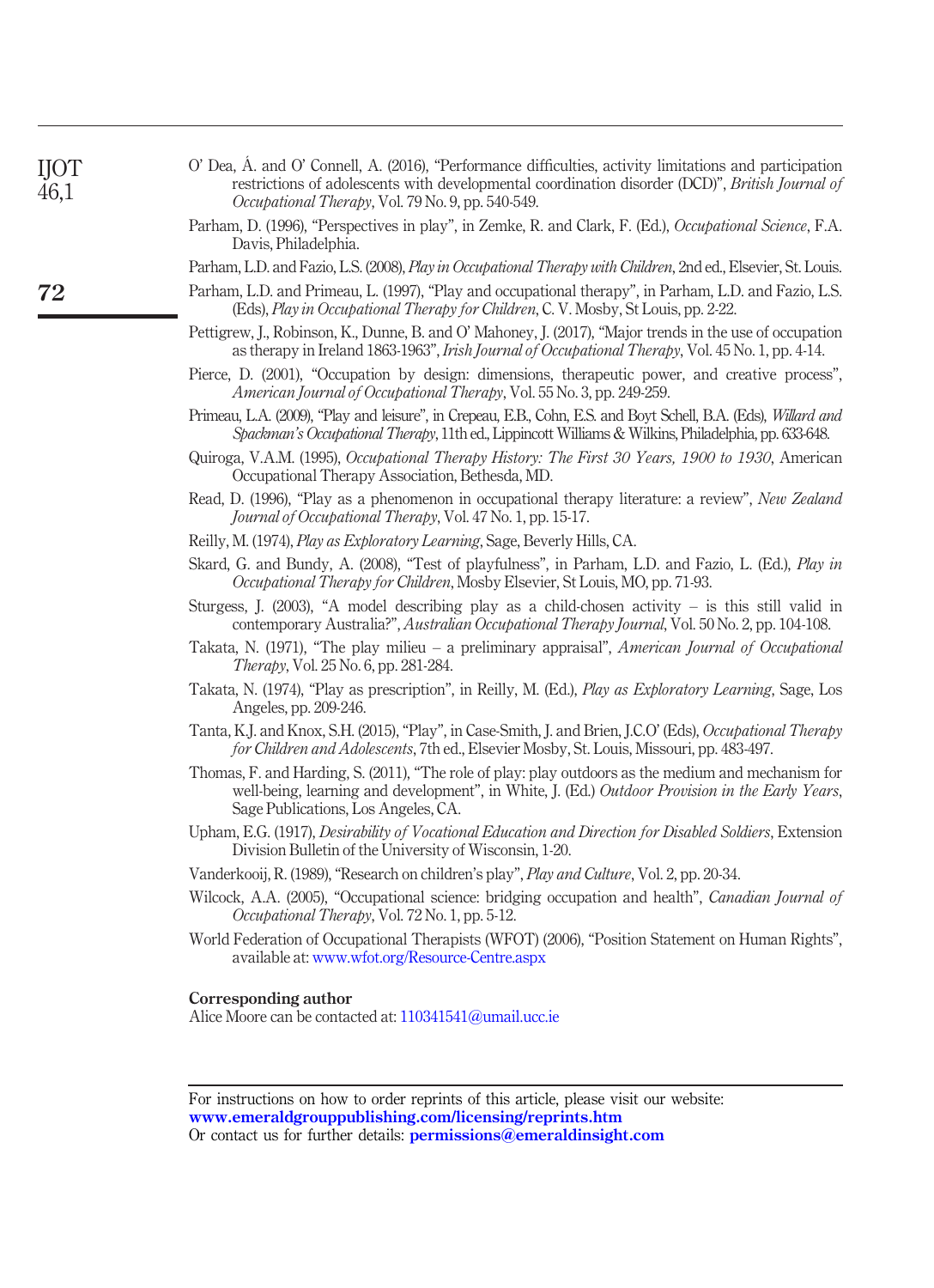O' Dea, Á. and O' Connell, A. (2016), "Performance difficulties, activity limitations and participation restrictions of adolescents with developmental coordination disorder (DCD)", *British Journal of Occupational Therapy*, Vol. 79 No. 9, pp. 540-549.

Parham, D. (1996), "Perspectives in play", in Zemke, R. and Clark, F. (Ed.), *Occupational Science*, F.A. Davis, Philadelphia.

Parham, L.D. and Fazio, L.S. (2008), *Play in Occupational Therapy with Children*, 2nd ed., Elsevier, St. Louis.

Parham, L.D. and Primeau, L. (1997), "Play and occupational therapy", in Parham, L.D. and Fazio, L.S. (Eds), *Play in Occupational Therapy for Children*, C. V. Mosby, St Louis, pp. 2-22.

Pettigrew, J., Robinson, K., Dunne, B. and O' Mahoney, J. (2017), "Major trends in the use of occupation as therapy in Ireland 1863-1963", *Irish Journal of Occupational Therapy*, Vol. 45 No. 1, pp. 4-14.

Pierce, D. (2001), "Occupation by design: dimensions, therapeutic power, and creative process", *American Journal of Occupational Therapy*, Vol. 55 No. 3, pp. 249-259.

Primeau, L.A. (2009), "Play and leisure", in Crepeau, E.B., Cohn, E.S. and Boyt Schell, B.A. (Eds), *Willard and Spackman's Occupational Therapy*, 11th ed., Lippincott Williams & Wilkins, Philadelphia, pp. 633-648.

Quiroga, V.A.M. (1995), *Occupational Therapy History: The First 30 Years, 1900 to 1930*, American Occupational Therapy Association, Bethesda, MD.

Read, D. (1996), "Play as a phenomenon in occupational therapy literature: a review", *New Zealand Journal of Occupational Therapy*, Vol. 47 No. 1, pp. 15-17.

Reilly, M. (1974), *Play as Exploratory Learning*, Sage, Beverly Hills, CA.

Skard, G. and Bundy, A. (2008), "Test of playfulness", in Parham, L.D. and Fazio, L. (Ed.), *Play in Occupational Therapy for Children*, Mosby Elsevier, St Louis, MO, pp. 71-93.

Sturgess, J. (2003), "A model describing play as a child-chosen activity – is this still valid in contemporary Australia?", *Australian Occupational Therapy Journal*, Vol. 50 No. 2, pp. 104-108.

Takata, N. (1971), "The play milieu – a preliminary appraisal", *American Journal of Occupational Therapy*, Vol. 25 No. 6, pp. 281-284.

Takata, N. (1974), "Play as prescription", in Reilly, M. (Ed.), *Play as Exploratory Learning*, Sage, Los Angeles, pp. 209-246.

Tanta, K.J. and Knox, S.H. (2015), "Play", in Case-Smith, J. and Brien, J.C.O' (Eds), *Occupational Therapy for Children and Adolescents*, 7th ed., Elsevier Mosby, St. Louis, Missouri, pp. 483-497.

Thomas, F. and Harding, S. (2011), "The role of play: play outdoors as the medium and mechanism for well-being, learning and development", in White, J. (Ed.) *Outdoor Provision in the Early Years*, Sage Publications, Los Angeles, CA.

Upham, E.G. (1917), *Desirability of Vocational Education and Direction for Disabled Soldiers*, Extension Division Bulletin of the University of Wisconsin, 1-20.

Vanderkooij, R. (1989), "Research on children's play", *Play and Culture*, Vol. 2, pp. 20-34.

Wilcock, A.A. (2005), "Occupational science: bridging occupation and health", *Canadian Journal of Occupational Therapy*, Vol. 72 No. 1, pp. 5-12.

World Federation of Occupational Therapists (WFOT) (2006), "Position Statement on Human Rights", available at: www.wfot.org/Resource-Centre.aspx

**Corresponding author**

Alice Moore can be contacted at: 110341541@umail.ucc.ie

For instructions on how to order reprints of this article, please visit our website:
**www.emeraldgrouppublishing.com/licensing/reprints.htm**
Or contact us for further details: **permissions@emeraldinsight.com**